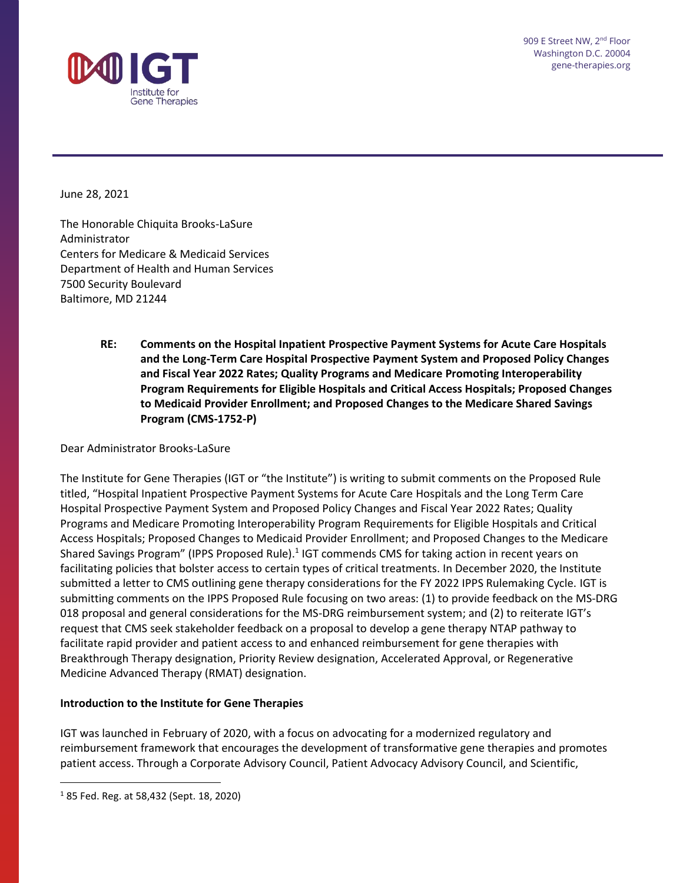IGT Institute for Gene Therapies

909 E Street NW, 2nd Floor
Washington D.C. 20004
gene-therapies.org

June 28, 2021

The Honorable Chiquita Brooks-LaSure
Administrator
Centers for Medicare & Medicaid Services
Department of Health and Human Services
7500 Security Boulevard
Baltimore, MD 21244

**RE: Comments on the Hospital Inpatient Prospective Payment Systems for Acute Care Hospitals and the Long-Term Care Hospital Prospective Payment System and Proposed Policy Changes and Fiscal Year 2022 Rates; Quality Programs and Medicare Promoting Interoperability Program Requirements for Eligible Hospitals and Critical Access Hospitals; Proposed Changes to Medicaid Provider Enrollment; and Proposed Changes to the Medicare Shared Savings Program (CMS-1752-P)**

Dear Administrator Brooks-LaSure

The Institute for Gene Therapies (IGT or "the Institute") is writing to submit comments on the Proposed Rule titled, "Hospital Inpatient Prospective Payment Systems for Acute Care Hospitals and the Long Term Care Hospital Prospective Payment System and Proposed Policy Changes and Fiscal Year 2022 Rates; Quality Programs and Medicare Promoting Interoperability Program Requirements for Eligible Hospitals and Critical Access Hospitals; Proposed Changes to Medicaid Provider Enrollment; and Proposed Changes to the Medicare Shared Savings Program" (IPPS Proposed Rule).[1] IGT commends CMS for taking action in recent years on facilitating policies that bolster access to certain types of critical treatments. In December 2020, the Institute submitted a letter to CMS outlining gene therapy considerations for the FY 2022 IPPS Rulemaking Cycle. IGT is submitting comments on the IPPS Proposed Rule focusing on two areas: (1) to provide feedback on the MS-DRG 018 proposal and general considerations for the MS-DRG reimbursement system; and (2) to reiterate IGT's request that CMS seek stakeholder feedback on a proposal to develop a gene therapy NTAP pathway to facilitate rapid provider and patient access to and enhanced reimbursement for gene therapies with Breakthrough Therapy designation, Priority Review designation, Accelerated Approval, or Regenerative Medicine Advanced Therapy (RMAT) designation.

**Introduction to the Institute for Gene Therapies**

IGT was launched in February of 2020, with a focus on advocating for a modernized regulatory and reimbursement framework that encourages the development of transformative gene therapies and promotes patient access. Through a Corporate Advisory Council, Patient Advocacy Advisory Council, and Scientific,

---

[1] 85 Fed. Reg. at 58,432 (Sept. 18, 2020)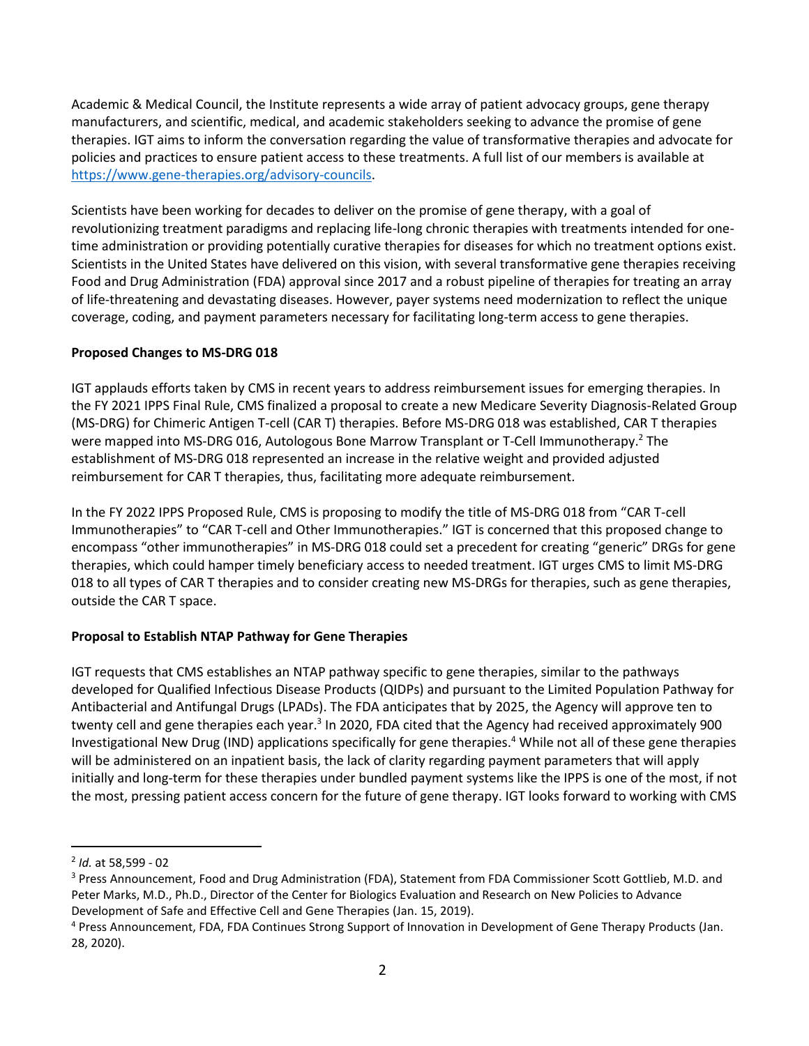Academic & Medical Council, the Institute represents a wide array of patient advocacy groups, gene therapy manufacturers, and scientific, medical, and academic stakeholders seeking to advance the promise of gene therapies. IGT aims to inform the conversation regarding the value of transformative therapies and advocate for policies and practices to ensure patient access to these treatments. A full list of our members is available at https://www.gene-therapies.org/advisory-councils.

Scientists have been working for decades to deliver on the promise of gene therapy, with a goal of revolutionizing treatment paradigms and replacing life-long chronic therapies with treatments intended for one-time administration or providing potentially curative therapies for diseases for which no treatment options exist. Scientists in the United States have delivered on this vision, with several transformative gene therapies receiving Food and Drug Administration (FDA) approval since 2017 and a robust pipeline of therapies for treating an array of life-threatening and devastating diseases. However, payer systems need modernization to reflect the unique coverage, coding, and payment parameters necessary for facilitating long-term access to gene therapies.

**Proposed Changes to MS-DRG 018**

IGT applauds efforts taken by CMS in recent years to address reimbursement issues for emerging therapies. In the FY 2021 IPPS Final Rule, CMS finalized a proposal to create a new Medicare Severity Diagnosis-Related Group (MS-DRG) for Chimeric Antigen T-cell (CAR T) therapies. Before MS-DRG 018 was established, CAR T therapies were mapped into MS-DRG 016, Autologous Bone Marrow Transplant or T-Cell Immunotherapy.[2] The establishment of MS-DRG 018 represented an increase in the relative weight and provided adjusted reimbursement for CAR T therapies, thus, facilitating more adequate reimbursement.

In the FY 2022 IPPS Proposed Rule, CMS is proposing to modify the title of MS-DRG 018 from "CAR T-cell Immunotherapies" to "CAR T-cell and Other Immunotherapies." IGT is concerned that this proposed change to encompass "other immunotherapies" in MS-DRG 018 could set a precedent for creating "generic" DRGs for gene therapies, which could hamper timely beneficiary access to needed treatment. IGT urges CMS to limit MS-DRG 018 to all types of CAR T therapies and to consider creating new MS-DRGs for therapies, such as gene therapies, outside the CAR T space.

**Proposal to Establish NTAP Pathway for Gene Therapies**

IGT requests that CMS establishes an NTAP pathway specific to gene therapies, similar to the pathways developed for Qualified Infectious Disease Products (QIDPs) and pursuant to the Limited Population Pathway for Antibacterial and Antifungal Drugs (LPADs). The FDA anticipates that by 2025, the Agency will approve ten to twenty cell and gene therapies each year.[3] In 2020, FDA cited that the Agency had received approximately 900 Investigational New Drug (IND) applications specifically for gene therapies.[4] While not all of these gene therapies will be administered on an inpatient basis, the lack of clarity regarding payment parameters that will apply initially and long-term for these therapies under bundled payment systems like the IPPS is one of the most, if not the most, pressing patient access concern for the future of gene therapy. IGT looks forward to working with CMS

---

[2] *Id.* at 58,599 - 02

[3] Press Announcement, Food and Drug Administration (FDA), Statement from FDA Commissioner Scott Gottlieb, M.D. and Peter Marks, M.D., Ph.D., Director of the Center for Biologics Evaluation and Research on New Policies to Advance Development of Safe and Effective Cell and Gene Therapies (Jan. 15, 2019).

[4] Press Announcement, FDA, FDA Continues Strong Support of Innovation in Development of Gene Therapy Products (Jan. 28, 2020).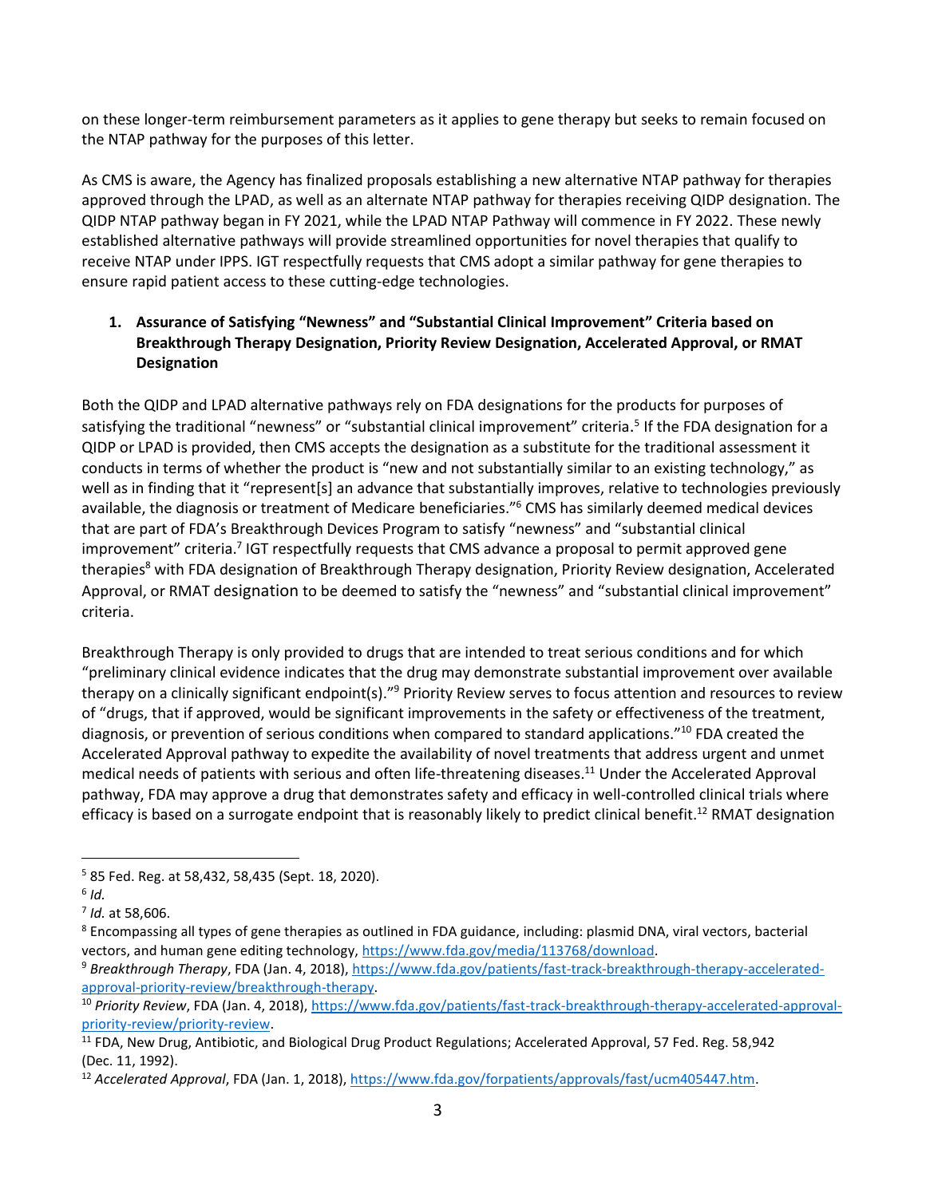on these longer-term reimbursement parameters as it applies to gene therapy but seeks to remain focused on the NTAP pathway for the purposes of this letter.

As CMS is aware, the Agency has finalized proposals establishing a new alternative NTAP pathway for therapies approved through the LPAD, as well as an alternate NTAP pathway for therapies receiving QIDP designation. The QIDP NTAP pathway began in FY 2021, while the LPAD NTAP Pathway will commence in FY 2022. These newly established alternative pathways will provide streamlined opportunities for novel therapies that qualify to receive NTAP under IPPS. IGT respectfully requests that CMS adopt a similar pathway for gene therapies to ensure rapid patient access to these cutting-edge technologies.

1. **Assurance of Satisfying "Newness" and "Substantial Clinical Improvement" Criteria based on Breakthrough Therapy Designation, Priority Review Designation, Accelerated Approval, or RMAT Designation**

Both the QIDP and LPAD alternative pathways rely on FDA designations for the products for purposes of satisfying the traditional "newness" or "substantial clinical improvement" criteria.[5] If the FDA designation for a QIDP or LPAD is provided, then CMS accepts the designation as a substitute for the traditional assessment it conducts in terms of whether the product is "new and not substantially similar to an existing technology," as well as in finding that it "represent[s] an advance that substantially improves, relative to technologies previously available, the diagnosis or treatment of Medicare beneficiaries."[6] CMS has similarly deemed medical devices that are part of FDA's Breakthrough Devices Program to satisfy "newness" and "substantial clinical improvement" criteria.[7] IGT respectfully requests that CMS advance a proposal to permit approved gene therapies[8] with FDA designation of Breakthrough Therapy designation, Priority Review designation, Accelerated Approval, or RMAT designation to be deemed to satisfy the "newness" and "substantial clinical improvement" criteria.

Breakthrough Therapy is only provided to drugs that are intended to treat serious conditions and for which "preliminary clinical evidence indicates that the drug may demonstrate substantial improvement over available therapy on a clinically significant endpoint(s)."[9] Priority Review serves to focus attention and resources to review of "drugs, that if approved, would be significant improvements in the safety or effectiveness of the treatment, diagnosis, or prevention of serious conditions when compared to standard applications."[10] FDA created the Accelerated Approval pathway to expedite the availability of novel treatments that address urgent and unmet medical needs of patients with serious and often life-threatening diseases.[11] Under the Accelerated Approval pathway, FDA may approve a drug that demonstrates safety and efficacy in well-controlled clinical trials where efficacy is based on a surrogate endpoint that is reasonably likely to predict clinical benefit.[12] RMAT designation

---

[5] 85 Fed. Reg. at 58,432, 58,435 (Sept. 18, 2020).

[6] *Id.*

[7] *Id.* at 58,606.

[8] Encompassing all types of gene therapies as outlined in FDA guidance, including: plasmid DNA, viral vectors, bacterial vectors, and human gene editing technology, https://www.fda.gov/media/113768/download.

[9] *Breakthrough Therapy*, FDA (Jan. 4, 2018), https://www.fda.gov/patients/fast-track-breakthrough-therapy-accelerated-approval-priority-review/breakthrough-therapy.

[10] *Priority Review*, FDA (Jan. 4, 2018), https://www.fda.gov/patients/fast-track-breakthrough-therapy-accelerated-approval-priority-review/priority-review.

[11] FDA, New Drug, Antibiotic, and Biological Drug Product Regulations; Accelerated Approval, 57 Fed. Reg. 58,942 (Dec. 11, 1992).

[12] *Accelerated Approval*, FDA (Jan. 1, 2018), https://www.fda.gov/forpatients/approvals/fast/ucm405447.htm.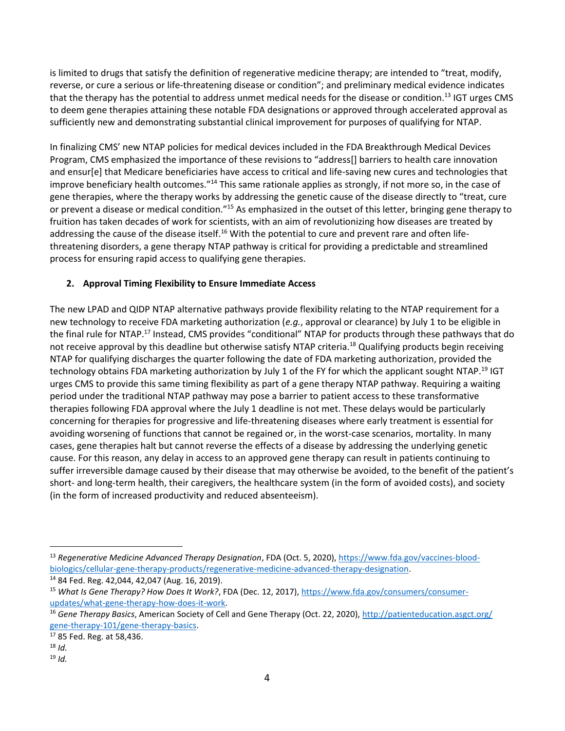is limited to drugs that satisfy the definition of regenerative medicine therapy; are intended to "treat, modify, reverse, or cure a serious or life-threatening disease or condition"; and preliminary medical evidence indicates that the therapy has the potential to address unmet medical needs for the disease or condition.[13] IGT urges CMS to deem gene therapies attaining these notable FDA designations or approved through accelerated approval as sufficiently new and demonstrating substantial clinical improvement for purposes of qualifying for NTAP.

In finalizing CMS' new NTAP policies for medical devices included in the FDA Breakthrough Medical Devices Program, CMS emphasized the importance of these revisions to "address[] barriers to health care innovation and ensur[e] that Medicare beneficiaries have access to critical and life-saving new cures and technologies that improve beneficiary health outcomes."[14] This same rationale applies as strongly, if not more so, in the case of gene therapies, where the therapy works by addressing the genetic cause of the disease directly to "treat, cure or prevent a disease or medical condition."[15] As emphasized in the outset of this letter, bringing gene therapy to fruition has taken decades of work for scientists, with an aim of revolutionizing how diseases are treated by addressing the cause of the disease itself.[16] With the potential to cure and prevent rare and often life-threatening disorders, a gene therapy NTAP pathway is critical for providing a predictable and streamlined process for ensuring rapid access to qualifying gene therapies.

**2. Approval Timing Flexibility to Ensure Immediate Access**

The new LPAD and QIDP NTAP alternative pathways provide flexibility relating to the NTAP requirement for a new technology to receive FDA marketing authorization (*e.g.*, approval or clearance) by July 1 to be eligible in the final rule for NTAP.[17] Instead, CMS provides "conditional" NTAP for products through these pathways that do not receive approval by this deadline but otherwise satisfy NTAP criteria.[18] Qualifying products begin receiving NTAP for qualifying discharges the quarter following the date of FDA marketing authorization, provided the technology obtains FDA marketing authorization by July 1 of the FY for which the applicant sought NTAP.[19] IGT urges CMS to provide this same timing flexibility as part of a gene therapy NTAP pathway. Requiring a waiting period under the traditional NTAP pathway may pose a barrier to patient access to these transformative therapies following FDA approval where the July 1 deadline is not met. These delays would be particularly concerning for therapies for progressive and life-threatening diseases where early treatment is essential for avoiding worsening of functions that cannot be regained or, in the worst-case scenarios, mortality. In many cases, gene therapies halt but cannot reverse the effects of a disease by addressing the underlying genetic cause. For this reason, any delay in access to an approved gene therapy can result in patients continuing to suffer irreversible damage caused by their disease that may otherwise be avoided, to the benefit of the patient's short- and long-term health, their caregivers, the healthcare system (in the form of avoided costs), and society (in the form of increased productivity and reduced absenteeism).

---

[13] *Regenerative Medicine Advanced Therapy Designation*, FDA (Oct. 5, 2020), https://www.fda.gov/vaccines-blood-biologics/cellular-gene-therapy-products/regenerative-medicine-advanced-therapy-designation.

[14] 84 Fed. Reg. 42,044, 42,047 (Aug. 16, 2019).

[15] *What Is Gene Therapy? How Does It Work?*, FDA (Dec. 12, 2017), https://www.fda.gov/consumers/consumer-updates/what-gene-therapy-how-does-it-work.

[16] *Gene Therapy Basics*, American Society of Cell and Gene Therapy (Oct. 22, 2020), http://patienteducation.asgct.org/gene-therapy-101/gene-therapy-basics.

[17] 85 Fed. Reg. at 58,436.

[18] *Id.*

[19] *Id.*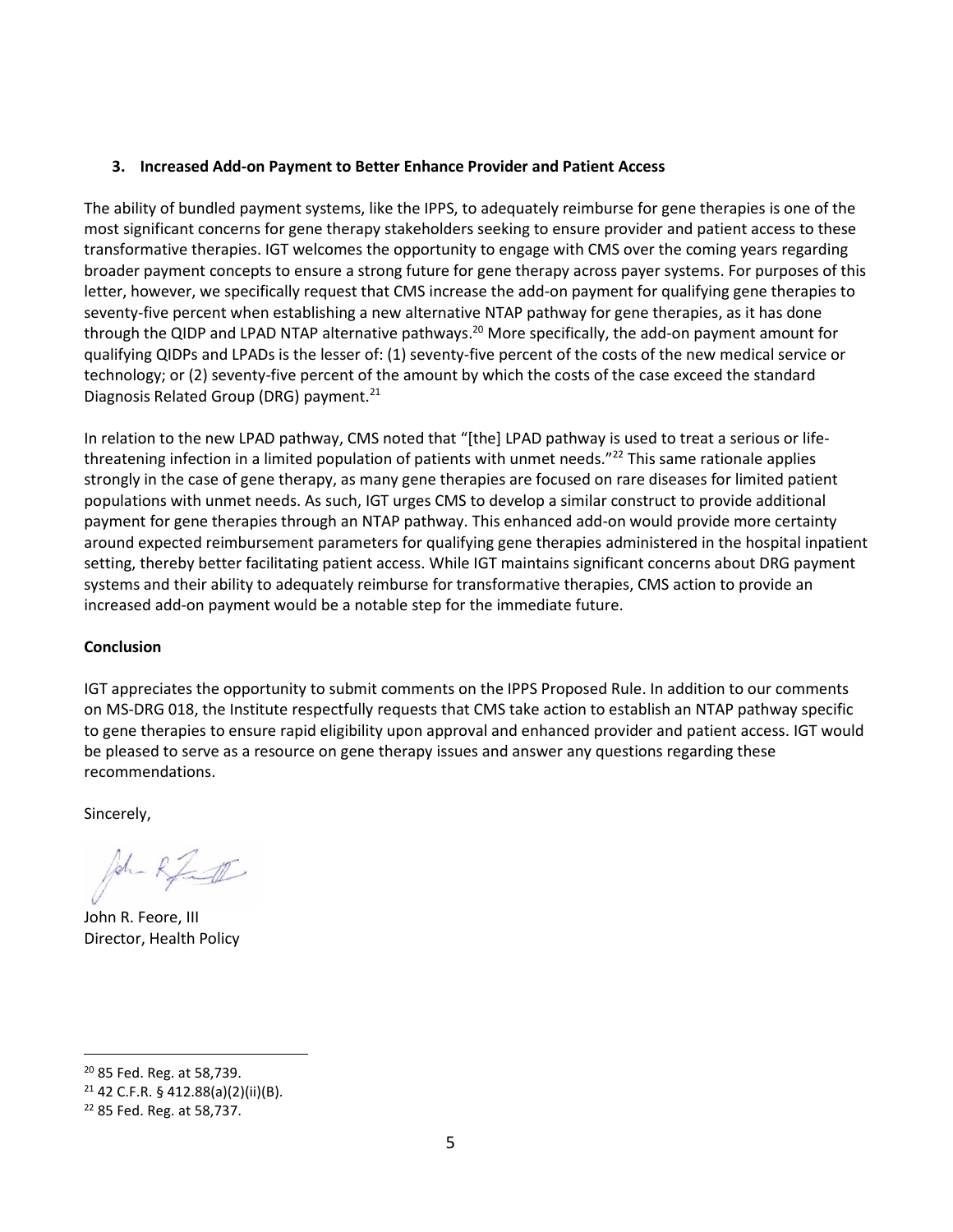### 3. Increased Add-on Payment to Better Enhance Provider and Patient Access

The ability of bundled payment systems, like the IPPS, to adequately reimburse for gene therapies is one of the most significant concerns for gene therapy stakeholders seeking to ensure provider and patient access to these transformative therapies. IGT welcomes the opportunity to engage with CMS over the coming years regarding broader payment concepts to ensure a strong future for gene therapy across payer systems. For purposes of this letter, however, we specifically request that CMS increase the add-on payment for qualifying gene therapies to seventy-five percent when establishing a new alternative NTAP pathway for gene therapies, as it has done through the QIDP and LPAD NTAP alternative pathways.[20] More specifically, the add-on payment amount for qualifying QIDPs and LPADs is the lesser of: (1) seventy-five percent of the costs of the new medical service or technology; or (2) seventy-five percent of the amount by which the costs of the case exceed the standard Diagnosis Related Group (DRG) payment.[21]

In relation to the new LPAD pathway, CMS noted that "[the] LPAD pathway is used to treat a serious or life-threatening infection in a limited population of patients with unmet needs."[22] This same rationale applies strongly in the case of gene therapy, as many gene therapies are focused on rare diseases for limited patient populations with unmet needs. As such, IGT urges CMS to develop a similar construct to provide additional payment for gene therapies through an NTAP pathway. This enhanced add-on would provide more certainty around expected reimbursement parameters for qualifying gene therapies administered in the hospital inpatient setting, thereby better facilitating patient access. While IGT maintains significant concerns about DRG payment systems and their ability to adequately reimburse for transformative therapies, CMS action to provide an increased add-on payment would be a notable step for the immediate future.

**Conclusion**

IGT appreciates the opportunity to submit comments on the IPPS Proposed Rule. In addition to our comments on MS-DRG 018, the Institute respectfully requests that CMS take action to establish an NTAP pathway specific to gene therapies to ensure rapid eligibility upon approval and enhanced provider and patient access. IGT would be pleased to serve as a resource on gene therapy issues and answer any questions regarding these recommendations.

Sincerely,

John R. Feore, III
Director, Health Policy

---

[20] 85 Fed. Reg. at 58,739.

[21] 42 C.F.R. § 412.88(a)(2)(ii)(B).

[22] 85 Fed. Reg. at 58,737.